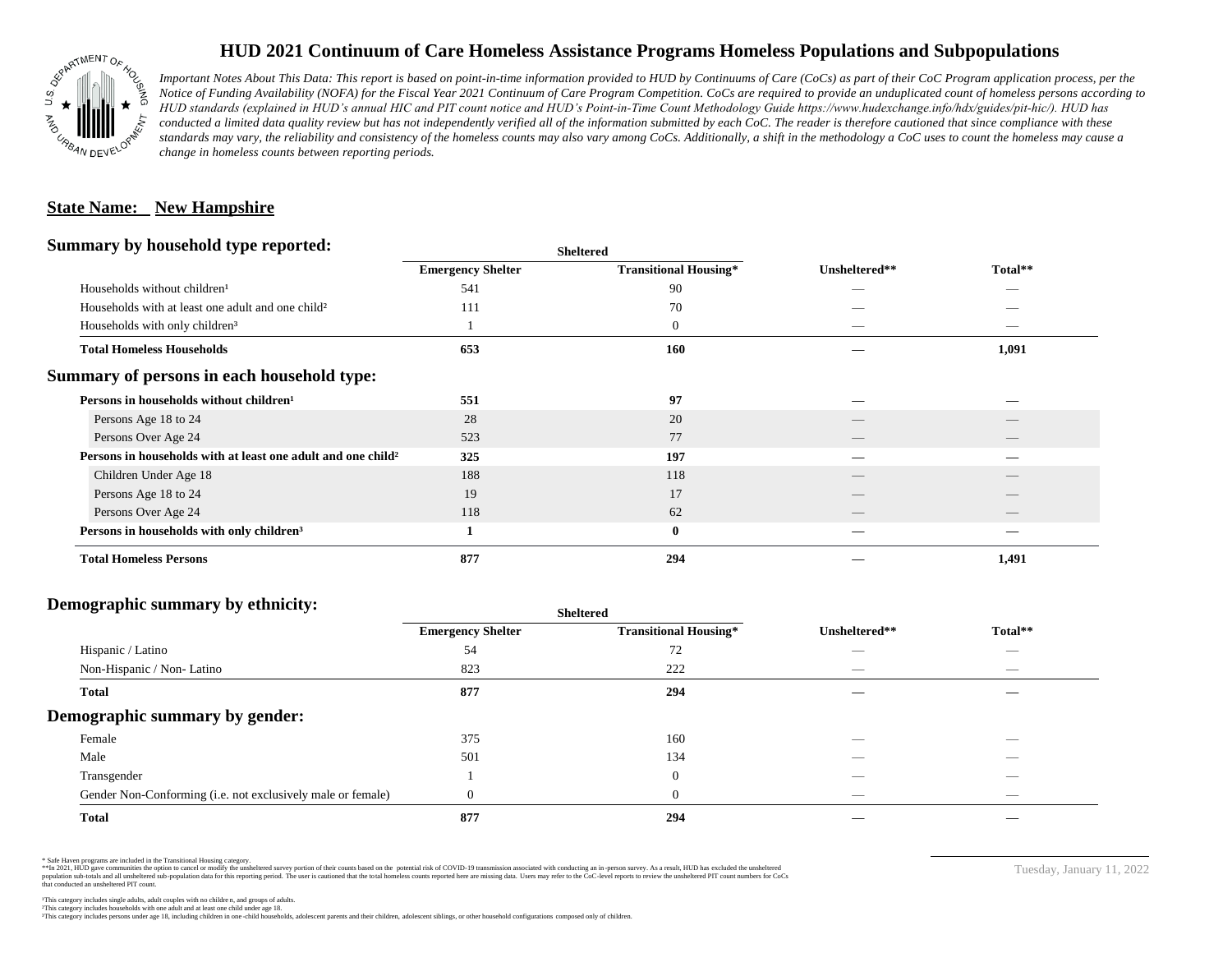# HUD 2021 Continuum of Care Homeless Assistance Programs Homeless Populations and Subpopulations

*Important Notes About This Data: This report is based on point-in-time information provided to HUD by Continuums of Care (CoCs) as part of their CoC Program application process, per the Notice of Funding Availability (NOFA) for the Fiscal Year 2021 Continuum of Care Program Competition. CoCs are required to provide an unduplicated count of homeless persons according to HUD standards (explained in HUD's annual HIC and PIT count notice and HUD's Point-in-Time Count Methodology Guide https://www.hudexchange.info/hdx/guides/pit-hic/). HUD has conducted a limited data quality review but has not independently verified all of the information submitted by each CoC. The reader is therefore cautioned that since compliance with these standards may vary, the reliability and consistency of the homeless counts may also vary among CoCs. Additionally, a shift in the methodology a CoC uses to count the homeless may cause a change in homeless counts between reporting periods.*

## State Name: New Hampshire

## Summary by household type reported:

| | Sheltered | | | |
|---|---|---|---|---|
| | **Emergency Shelter** | **Transitional Housing*** | **Unsheltered**** | **Total**** |
| Households without children[1] | 541 | 90 | — | — |
| Households with at least one adult and one child[2] | 111 | 70 | — | — |
| Households with only children[3] | 1 | 0 | — | — |
| **Total Homeless Households** | **653** | **160** | **—** | **1,091** |

## Summary of persons in each household type:

| | Emergency Shelter | Transitional Housing* | Unsheltered** | Total** |
|---|---|---|---|---|
| **Persons in households without children[1]** | **551** | **97** | **—** | **—** |
| Persons Age 18 to 24 | 28 | 20 | — | — |
| Persons Over Age 24 | 523 | 77 | — | — |
| **Persons in households with at least one adult and one child[2]** | **325** | **197** | **—** | **—** |
| Children Under Age 18 | 188 | 118 | — | — |
| Persons Age 18 to 24 | 19 | 17 | — | — |
| Persons Over Age 24 | 118 | 62 | — | — |
| **Persons in households with only children[3]** | **1** | **0** | **—** | **—** |
| **Total Homeless Persons** | **877** | **294** | **—** | **1,491** |

## Demographic summary by ethnicity:

| | Sheltered | | | |
|---|---|---|---|---|
| | **Emergency Shelter** | **Transitional Housing*** | **Unsheltered**** | **Total**** |
| Hispanic / Latino | 54 | 72 | — | — |
| Non-Hispanic / Non- Latino | 823 | 222 | — | — |
| **Total** | **877** | **294** | **—** | **—** |

## Demographic summary by gender:

| | Emergency Shelter | Transitional Housing* | Unsheltered** | Total** |
|---|---|---|---|---|
| Female | 375 | 160 | — | — |
| Male | 501 | 134 | — | — |
| Transgender | 1 | 0 | — | — |
| Gender Non-Conforming (i.e. not exclusively male or female) | 0 | 0 | — | — |
| **Total** | **877** | **294** | **—** | **—** |

\* Safe Haven programs are included in the Transitional Housing category.
\*\*In 2021, HUD gave communities the option to cancel or modify the unsheltered survey portion of their counts based on the potential risk of COVID-19 transmission associated with conducting an in-person survey. As a result, HUD has excluded the unsheltered population sub-totals and all unsheltered sub-population data for this reporting period. The user is cautioned that the total homeless counts reported here are missing data. Users may refer to the CoC-level reports to review the unsheltered PIT count numbers for CoCs that conducted an unsheltered PIT count.

Tuesday, January 11, 2022

[1]This category includes single adults, adult couples with no children, and groups of adults.
[2]This category includes households with one adult and at least one child under age 18.
[3]This category includes persons under age 18, including children in one-child households, adolescent parents and their children, adolescent siblings, or other household configurations composed only of children.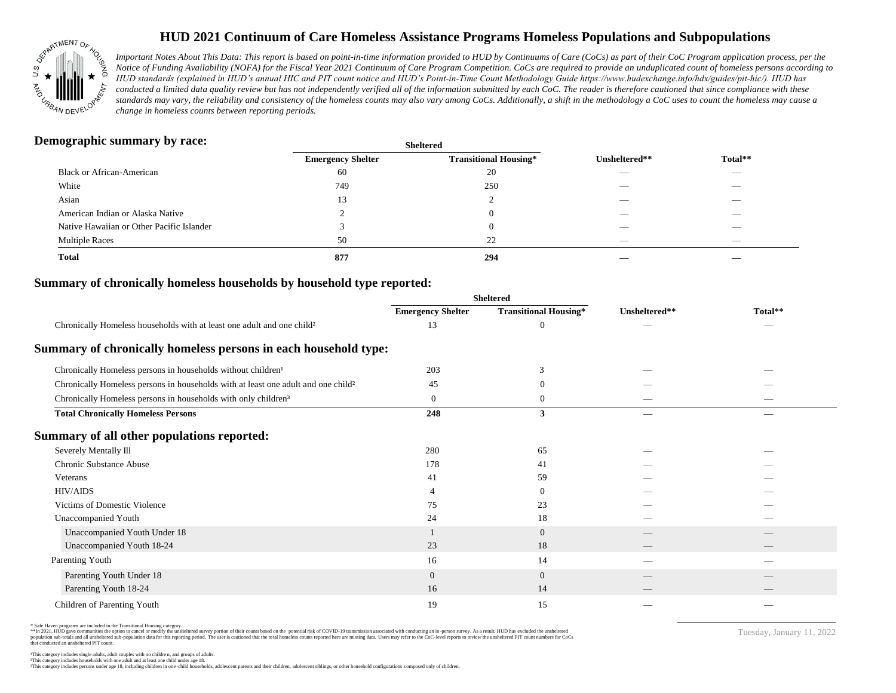# HUD 2021 Continuum of Care Homeless Assistance Programs Homeless Populations and Subpopulations

*Important Notes About This Data: This report is based on point-in-time information provided to HUD by Continuums of Care (CoCs) as part of their CoC Program application process, per the Notice of Funding Availability (NOFA) for the Fiscal Year 2021 Continuum of Care Program Competition. CoCs are required to provide an unduplicated count of homeless persons according to HUD standards (explained in HUD's annual HIC and PIT count notice and HUD's Point-in-Time Count Methodology Guide https://www.hudexchange.info/hdx/guides/pit-hic/). HUD has conducted a limited data quality review but has not independently verified all of the information submitted by each CoC. The reader is therefore cautioned that since compliance with these standards may vary, the reliability and consistency of the homeless counts may also vary among CoCs. Additionally, a shift in the methodology a CoC uses to count the homeless may cause a change in homeless counts between reporting periods.*

## Demographic summary by race:

| | Sheltered | | | |
|---|---|---|---|---|
| | Emergency Shelter | Transitional Housing* | Unsheltered** | Total** |
| Black or African-American | 60 | 20 | — | — |
| White | 749 | 250 | — | — |
| Asian | 13 | 2 | — | — |
| American Indian or Alaska Native | 2 | 0 | — | — |
| Native Hawaiian or Other Pacific Islander | 3 | 0 | — | — |
| Multiple Races | 50 | 22 | — | — |
| **Total** | **877** | **294** | **—** | **—** |

## Summary of chronically homeless households by household type reported:

| | Sheltered | | | |
|---|---|---|---|---|
| | Emergency Shelter | Transitional Housing* | Unsheltered** | Total** |
| Chronically Homeless households with at least one adult and one child² | 13 | 0 | — | — |

## Summary of chronically homeless persons in each household type:

| | Emergency Shelter | Transitional Housing* | Unsheltered** | Total** |
|---|---|---|---|---|
| Chronically Homeless persons in households without children¹ | 203 | 3 | — | — |
| Chronically Homeless persons in households with at least one adult and one child² | 45 | 0 | — | — |
| Chronically Homeless persons in households with only children³ | 0 | 0 | — | — |
| **Total Chronically Homeless Persons** | **248** | **3** | **—** | **—** |

## Summary of all other populations reported:

| | Emergency Shelter | Transitional Housing* | Unsheltered** | Total** |
|---|---|---|---|---|
| Severely Mentally Ill | 280 | 65 | — | — |
| Chronic Substance Abuse | 178 | 41 | — | — |
| Veterans | 41 | 59 | — | — |
| HIV/AIDS | 4 | 0 | — | — |
| Victims of Domestic Violence | 75 | 23 | — | — |
| Unaccompanied Youth | 24 | 18 | — | — |
| Unaccompanied Youth Under 18 | 1 | 0 | — | — |
| Unaccompanied Youth 18-24 | 23 | 18 | — | — |
| Parenting Youth | 16 | 14 | — | — |
| Parenting Youth Under 18 | 0 | 0 | — | — |
| Parenting Youth 18-24 | 16 | 14 | — | — |
| Children of Parenting Youth | 19 | 15 | — | — |

\* Safe Haven programs are included in the Transitional Housing category.
\*\*In 2021, HUD gave communities the option to cancel or modify the unsheltered survey portion of their counts based on the potential risk of COVID-19 transmission associated with conducting an in-person survey. As a result, HUD has excluded the unsheltered population sub-totals and all unsheltered sub-population data for this reporting period. The user is cautioned that the total homeless counts reported here are missing data. Users may refer to the CoC-level reports to review the unsheltered PIT count numbers for CoCs that conducted an unsheltered PIT count.

¹This category includes single adults, adult couples with no children, and groups of adults.
²This category includes households with one adult and at least one child under age 18.
³This category includes persons under age 18, including children in one-child households, adolescent parents and their children, adolescent siblings, or other household configurations composed only of children.

Tuesday, January 11, 2022